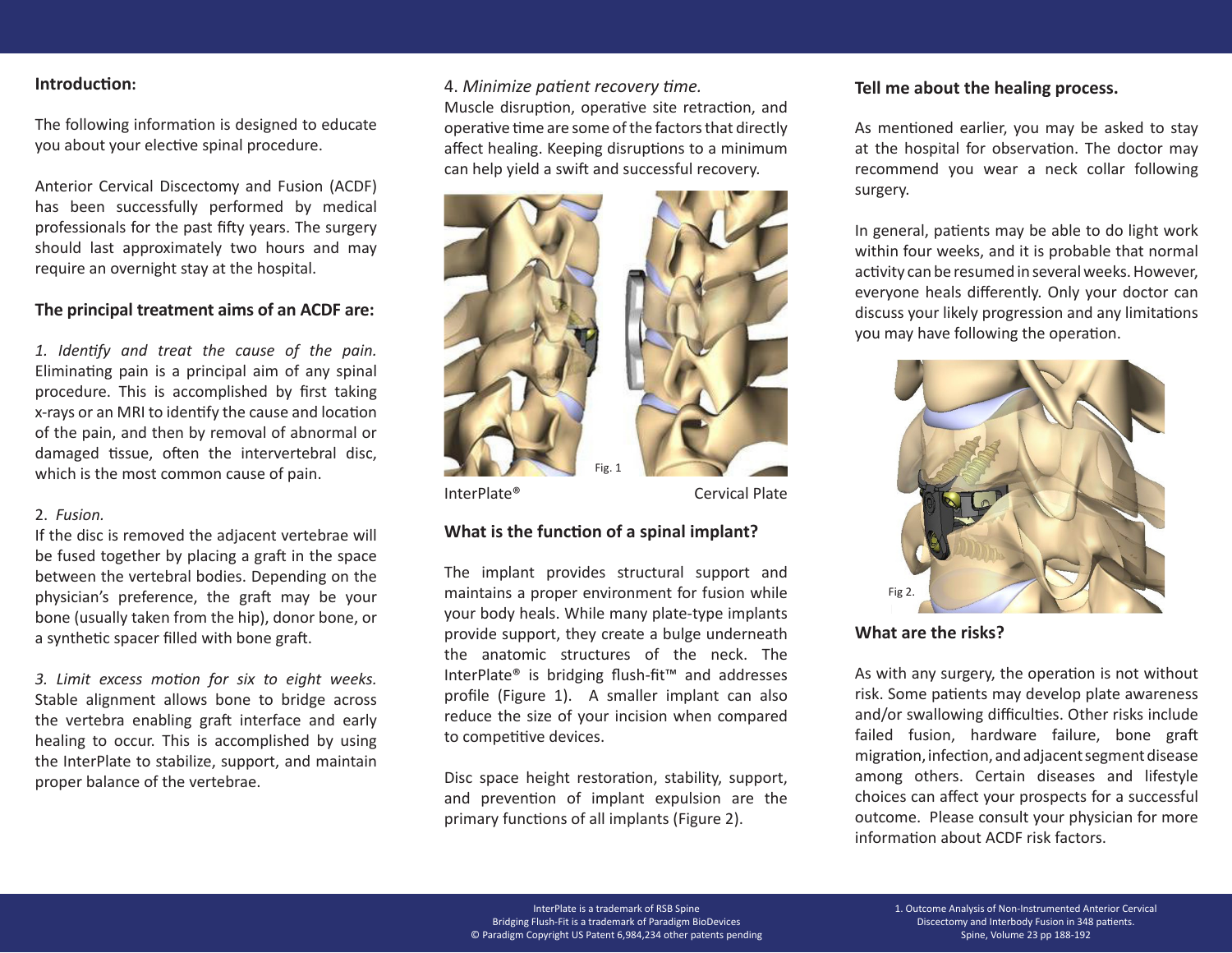**Introduction:**

The following information is designed to educate you about your elective spinal procedure.

Anterior Cervical Discectomy and Fusion (ACDF) has been successfully performed by medical professionals for the past fifty years. The surgery should last approximately two hours and may require an overnight stay at the hospital.

**The principal treatment aims of an ACDF are:**

*1. Identify and treat the cause of the pain.* Eliminating pain is a principal aim of any spinal procedure. This is accomplished by first taking x-rays or an MRI to identify the cause and location of the pain, and then by removal of abnormal or damaged tissue, often the intervertebral disc, which is the most common cause of pain.

2. *Fusion.*
If the disc is removed the adjacent vertebrae will be fused together by placing a graft in the space between the vertebral bodies. Depending on the physician's preference, the graft may be your bone (usually taken from the hip), donor bone, or a synthetic spacer filled with bone graft.

*3. Limit excess motion for six to eight weeks.* Stable alignment allows bone to bridge across the vertebra enabling graft interface and early healing to occur. This is accomplished by using the InterPlate to stabilize, support, and maintain proper balance of the vertebrae.

4. *Minimize patient recovery time.*
Muscle disruption, operative site retraction, and operative time are some of the factors that directly affect healing. Keeping disruptions to a minimum can help yield a swift and successful recovery.

Fig. 1

InterPlate® Cervical Plate

**What is the function of a spinal implant?**

The implant provides structural support and maintains a proper environment for fusion while your body heals. While many plate-type implants provide support, they create a bulge underneath the anatomic structures of the neck. The InterPlate® is bridging flush-fit™ and addresses profile (Figure 1). A smaller implant can also reduce the size of your incision when compared to competitive devices.

Disc space height restoration, stability, support, and prevention of implant expulsion are the primary functions of all implants (Figure 2).

**Tell me about the healing process.**

As mentioned earlier, you may be asked to stay at the hospital for observation. The doctor may recommend you wear a neck collar following surgery.

In general, patients may be able to do light work within four weeks, and it is probable that normal activity can be resumed in several weeks. However, everyone heals differently. Only your doctor can discuss your likely progression and any limitations you may have following the operation.

Fig 2.

**What are the risks?**

As with any surgery, the operation is not without risk. Some patients may develop plate awareness and/or swallowing difficulties. Other risks include failed fusion, hardware failure, bone graft migration, infection, and adjacent segment disease among others. Certain diseases and lifestyle choices can affect your prospects for a successful outcome. Please consult your physician for more information about ACDF risk factors.

InterPlate is a trademark of RSB Spine
Bridging Flush-Fit is a trademark of Paradigm BioDevices
© Paradigm Copyright US Patent 6,984,234 other patents pending

1. Outcome Analysis of Non-Instrumented Anterior Cervical Discectomy and Interbody Fusion in 348 patients. Spine, Volume 23 pp 188-192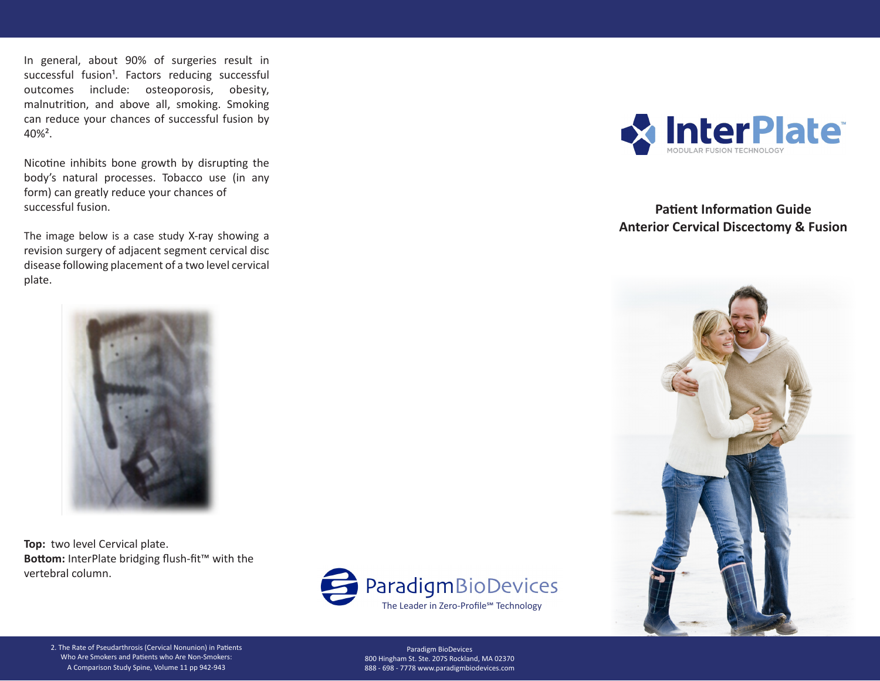In general, about 90% of surgeries result in successful fusion[1]. Factors reducing successful outcomes include: osteoporosis, obesity, malnutrition, and above all, smoking. Smoking can reduce your chances of successful fusion by 40%[2].

Nicotine inhibits bone growth by disrupting the body's natural processes. Tobacco use (in any form) can greatly reduce your chances of successful fusion.

The image below is a case study X-ray showing a revision surgery of adjacent segment cervical disc disease following placement of a two level cervical plate.

**Top:** two level Cervical plate.
**Bottom:** InterPlate bridging flush-fit™ with the vertebral column.

2. The Rate of Pseudarthrosis (Cervical Nonunion) in Patients Who Are Smokers and Patients who Are Non-Smokers: A Comparison Study Spine, Volume 11 pp 942-943

ParadigmBioDevices

The Leader in Zero-Profile℠ Technology

Paradigm BioDevices
800 Hingham St. Ste. 207S Rockland, MA 02370
888 - 698 - 7778 www.paradigmbiodevices.com

InterPlate™

MODULAR FUSION TECHNOLOGY

## Patient Information Guide
## Anterior Cervical Discectomy & Fusion